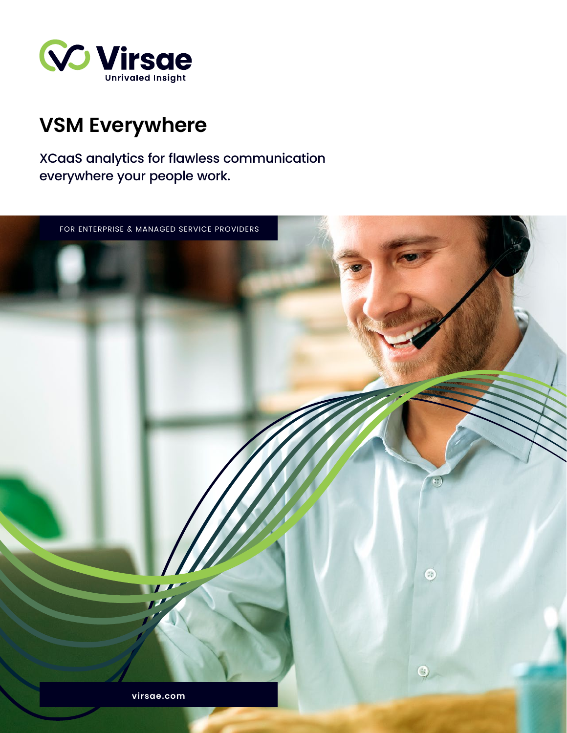Virsae

Unrivaled Insight

# VSM Everywhere

XCaaS analytics for flawless communication everywhere your people work.

FOR ENTERPRISE & MANAGED SERVICE PROVIDERS

virsae.com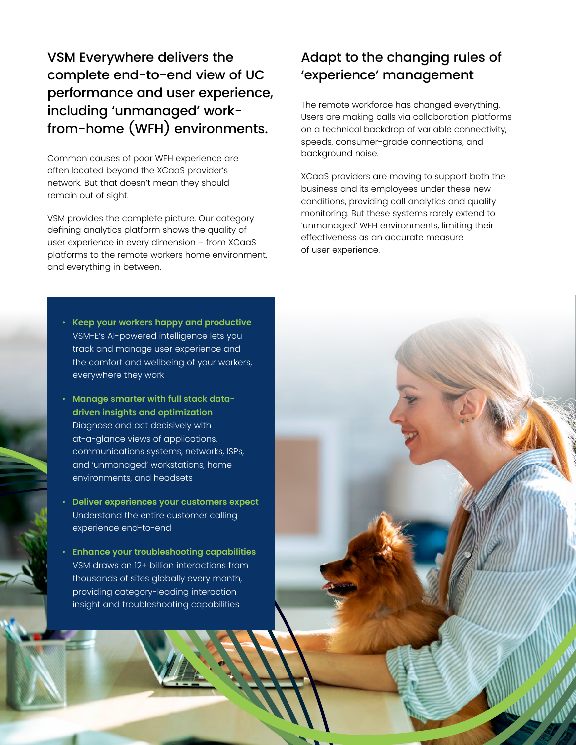## VSM Everywhere delivers the complete end-to-end view of UC performance and user experience, including 'unmanaged' work-from-home (WFH) environments.

Common causes of poor WFH experience are often located beyond the XCaaS provider's network. But that doesn't mean they should remain out of sight.

VSM provides the complete picture. Our category defining analytics platform shows the quality of user experience in every dimension – from XCaaS platforms to the remote workers home environment, and everything in between.

## Adapt to the changing rules of 'experience' management

The remote workforce has changed everything. Users are making calls via collaboration platforms on a technical backdrop of variable connectivity, speeds, consumer-grade connections, and background noise.

XCaaS providers are moving to support both the business and its employees under these new conditions, providing call analytics and quality monitoring. But these systems rarely extend to 'unmanaged' WFH environments, limiting their effectiveness as an accurate measure of user experience.

- **Keep your workers happy and productive**
  VSM-E's AI-powered intelligence lets you track and manage user experience and the comfort and wellbeing of your workers, everywhere they work
- **Manage smarter with full stack data-driven insights and optimization**
  Diagnose and act decisively with at-a-glance views of applications, communications systems, networks, ISPs, and 'unmanaged' workstations, home environments, and headsets
- **Deliver experiences your customers expect**
  Understand the entire customer calling experience end-to-end
- **Enhance your troubleshooting capabilities**
  VSM draws on 12+ billion interactions from thousands of sites globally every month, providing category-leading interaction insight and troubleshooting capabilities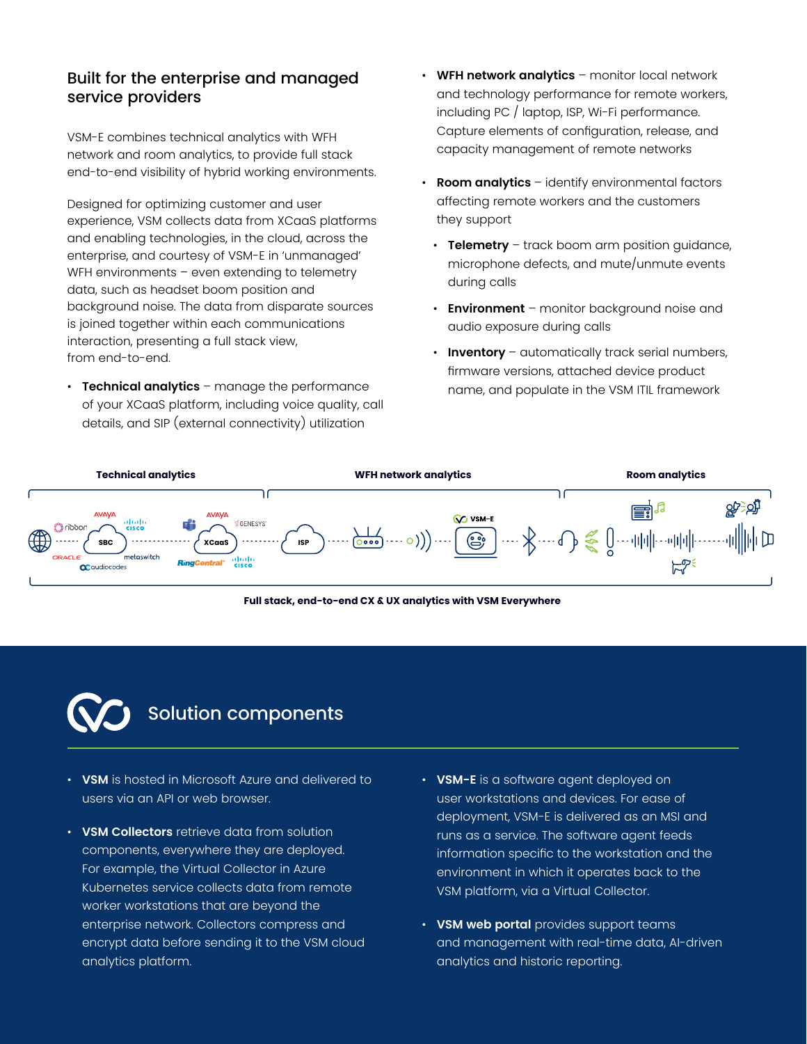## Built for the enterprise and managed service providers

VSM-E combines technical analytics with WFH network and room analytics, to provide full stack end-to-end visibility of hybrid working environments.

Designed for optimizing customer and user experience, VSM collects data from XCaaS platforms and enabling technologies, in the cloud, across the enterprise, and courtesy of VSM-E in 'unmanaged' WFH environments – even extending to telemetry data, such as headset boom position and background noise. The data from disparate sources is joined together within each communications interaction, presenting a full stack view, from end-to-end.

- **Technical analytics** – manage the performance of your XCaaS platform, including voice quality, call details, and SIP (external connectivity) utilization
- **WFH network analytics** – monitor local network and technology performance for remote workers, including PC / laptop, ISP, Wi-Fi performance. Capture elements of configuration, release, and capacity management of remote networks
- **Room analytics** – identify environmental factors affecting remote workers and the customers they support
  - **Telemetry** – track boom arm position guidance, microphone defects, and mute/unmute events during calls
  - **Environment** – monitor background noise and audio exposure during calls
  - **Inventory** – automatically track serial numbers, firmware versions, attached device product name, and populate in the VSM ITIL framework

Technical analytics | WFH network analytics | Room analytics

Full stack, end-to-end CX & UX analytics with VSM Everywhere

## Solution components

- **VSM** is hosted in Microsoft Azure and delivered to users via an API or web browser.
- **VSM Collectors** retrieve data from solution components, everywhere they are deployed. For example, the Virtual Collector in Azure Kubernetes service collects data from remote worker workstations that are beyond the enterprise network. Collectors compress and encrypt data before sending it to the VSM cloud analytics platform.
- **VSM-E** is a software agent deployed on user workstations and devices. For ease of deployment, VSM-E is delivered as an MSI and runs as a service. The software agent feeds information specific to the workstation and the environment in which it operates back to the VSM platform, via a Virtual Collector.
- **VSM web portal** provides support teams and management with real-time data, AI-driven analytics and historic reporting.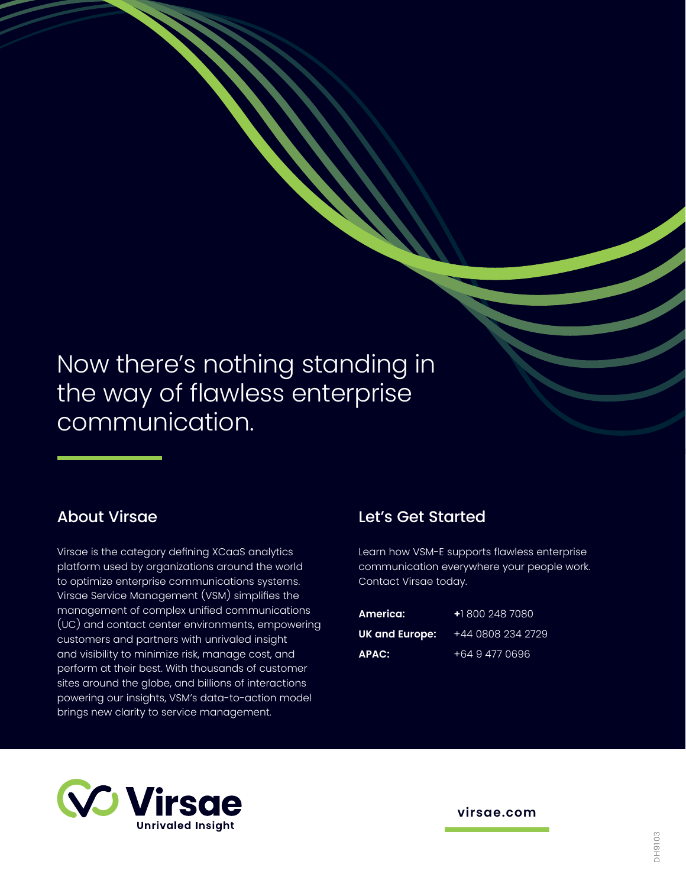# Now there's nothing standing in the way of flawless enterprise communication.

## About Virsae

Virsae is the category defining XCaaS analytics platform used by organizations around the world to optimize enterprise communications systems. Virsae Service Management (VSM) simplifies the management of complex unified communications (UC) and contact center environments, empowering customers and partners with unrivaled insight and visibility to minimize risk, manage cost, and perform at their best. With thousands of customer sites around the globe, and billions of interactions powering our insights, VSM's data-to-action model brings new clarity to service management.

## Let's Get Started

Learn how VSM-E supports flawless enterprise communication everywhere your people work. Contact Virsae today.

| | |
|---|---|
| **America:** | +1 800 248 7080 |
| **UK and Europe:** | +44 0808 234 2729 |
| **APAC:** | +64 9 477 0696 |

Virsae
Unrivaled Insight

**virsae.com**

DH9103